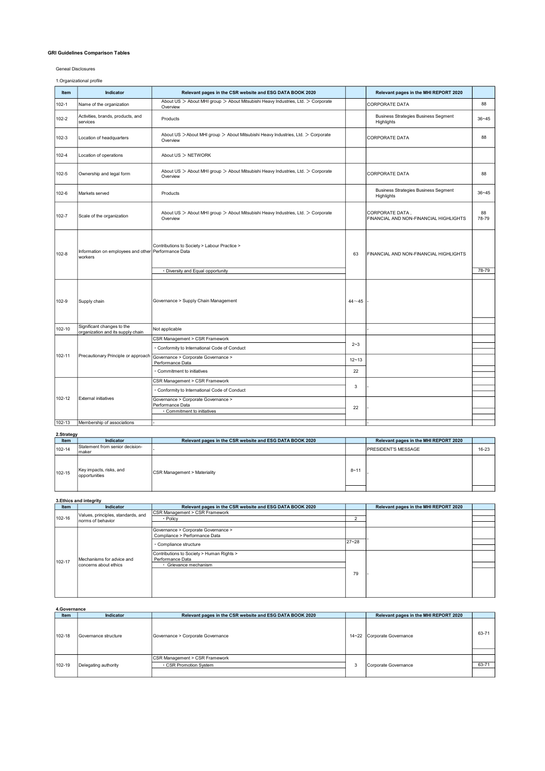**GRI Guidelines Comparison Tables**

Geneal Disclosures

1.Organizational profile

| Item | Indicator | Relevant pages in the CSR website and ESG DATA BOOK 2020 | | Relevant pages in the MHI REPORT 2020 | |
|---|---|---|---|---|---|
| 102-1 | Name of the organization | About US ＞ About MHI group ＞ About Mitsubishi Heavy Industries, Ltd. ＞ Corporate Overview | | CORPORATE DATA | 88 |
| 102-2 | Activities, brands, products, and services | Products | | Business Strategies Business Segment Highlights | 36~45 |
| 102-3 | Location of headquarters | About US ＞About MHI group ＞ About Mitsubishi Heavy Industries, Ltd. ＞ Corporate Overview | | CORPORATE DATA | 88 |
| 102-4 | Location of operations | About US ＞ NETWORK | | | |
| 102-5 | Ownership and legal form | About US ＞ About MHI group ＞ About Mitsubishi Heavy Industries, Ltd. ＞ Corporate Overview | | CORPORATE DATA | 88 |
| 102-6 | Markets served | Products | | Business Strategies Business Segment Highlights | 36~45 |
| 102-7 | Scale of the organization | About US ＞ About MHI group ＞ About Mitsubishi Heavy Industries, Ltd. ＞ Corporate Overview | | CORPORATE DATA , FINANCIAL AND NON-FINANCIAL HIGHLIGHTS | 88 78-79 |
| 102-8 | Information on employees and other workers | Contributions to Society > Labour Practice > Performance Data | 63 | FINANCIAL AND NON-FINANCIAL HIGHLIGHTS | |
| | | ・Diversity and Equal opportunity | | | 78-79 |
| 102-9 | Supply chain | Governance > Supply Chain Management | 44～45 | - | |
| 102-10 | Significant changes to the organization and its supply chain | Not applicable | | - | |
| 102-11 | Precautionary Principle or approach | CSR Management > CSR Framework | 2~3 | | |
| | | ・Conformity to International Code of Conduct | | | |
| | | Governance > Corporate Governance > Performance Data | 12~13 | | |
| | | ・Commitment to initiatives | 22 | | |
| 102-12 | External initiatives | CSR Management > CSR Framework | 3 | - | |
| | | ・Conformity to International Code of Conduct | | | |
| | | Governance > Corporate Governance > Performance Data | 22 | - | |
| | | ・Commitment to initiatives | | | |
| 102-13 | Membership of associations | - | | - | |

**2.Strategy**

| Item | Indicator | Relevant pages in the CSR website and ESG DATA BOOK 2020 | | Relevant pages in the MHI REPORT 2020 | |
|---|---|---|---|---|---|
| 102-14 | Statement from senior decision-maker | - | | PRESIDENT'S MESSAGE | 16-23 |
| 102-15 | Key impacts, risks, and opportunities | CSR Management > Materiality | 8~11 | - | |

**3.Ethics and integrity**

| Item | Indicator | Relevant pages in the CSR website and ESG DATA BOOK 2020 | | Relevant pages in the MHI REPORT 2020 | |
|---|---|---|---|---|---|
| 102-16 | Values, principles, standards, and norms of behavior | CSR Management > CSR Framework | | | |
| | | ・Policy | 2 | | |
| 102-17 | Mechanisms for advice and concerns about ethics | Governance > Corporate Governance > Compliance > Performance Data | 27~28 | - | |
| | | ・Compliance structure | | | |
| | | Contributions to Society > Human Rights > Performance Data | 79 | - | |
| | | ・ Grievance mechanism | | | |

**4.Governance**

| Item | Indicator | Relevant pages in the CSR website and ESG DATA BOOK 2020 | | Relevant pages in the MHI REPORT 2020 | |
|---|---|---|---|---|---|
| 102-18 | Governance structure | Governance > Corporate Governance | 14~22 | Corporate Governance | 63-71 |
| 102-19 | Delegating authority | CSR Management > CSR Framework | 3 | Corporate Governance | 63-71 |
| | | ・CSR Promotion System | | | |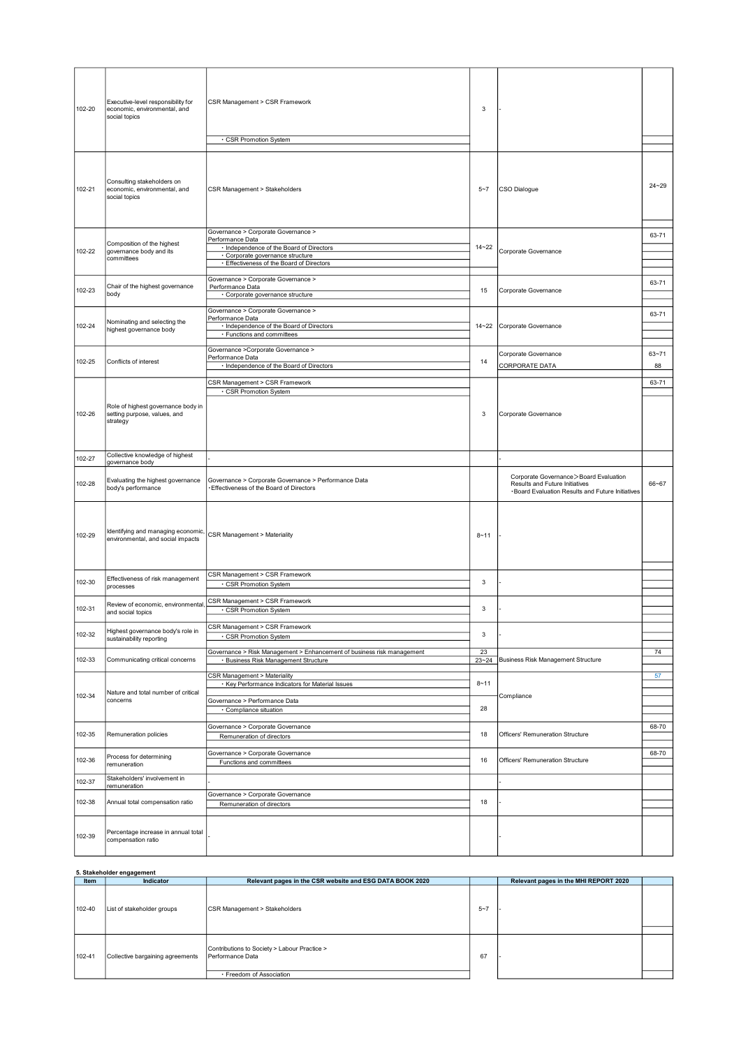| Item | Indicator | Relevant pages in the CSR website and ESG DATA BOOK 2020 | | Relevant pages in the MHI REPORT 2020 | |
|---|---|---|---|---|---|
| 102-20 | Executive-level responsibility for economic, environmental, and social topics | CSR Management > CSR Framework<br>・CSR Promotion System | 3 | - | |
| 102-21 | Consulting stakeholders on economic, environmental, and social topics | CSR Management > Stakeholders | 5~7 | CSO Dialogue | 24~29 |
| 102-22 | Composition of the highest governance body and its committees | Governance > Corporate Governance > Performance Data<br>・Independence of the Board of Directors<br>・Corporate governance structure<br>・Effectiveness of the Board of Directors | 14~22 | Corporate Governance | 63-71 |
| 102-23 | Chair of the highest governance body | Governance > Corporate Governance > Performance Data<br>・Corporate governance structure | 15 | Corporate Governance | 63-71 |
| 102-24 | Nominating and selecting the highest governance body | Governance > Corporate Governance > Performance Data<br>・Independence of the Board of Directors<br>・Functions and committees | 14~22 | Corporate Governance | 63-71 |
| 102-25 | Conflicts of interest | Governance >Corporate Governance > Performance Data<br>・Independence of the Board of Directors | 14 | Corporate Governance<br>CORPORATE DATA | 63~71<br>88 |
| 102-26 | Role of highest governance body in setting purpose, values, and strategy | CSR Management > CSR Framework<br>・CSR Promotion System | 3 | Corporate Governance | 63-71 |
| 102-27 | Collective knowledge of highest governance body | - | | - | |
| 102-28 | Evaluating the highest governance body's performance | Governance > Corporate Governance > Performance Data<br>・Effectiveness of the Board of Directors | | Corporate Governance＞Board Evaluation Results and Future Initiatives<br>・Board Evaluation Results and Future Initiatives | 66~67 |
| 102-29 | Identifying and managing economic, environmental, and social impacts | CSR Management > Materiality | 8~11 | - | |
| 102-30 | Effectiveness of risk management processes | CSR Management > CSR Framework<br>・CSR Promotion System | 3 | - | |
| 102-31 | Review of economic, environmental, and social topics | CSR Management > CSR Framework<br>・CSR Promotion System | 3 | - | |
| 102-32 | Highest governance body's role in sustainability reporting | CSR Management > CSR Framework<br>・CSR Promotion System | 3 | - | |
| 102-33 | Communicating critical concerns | Governance > Risk Management > Enhancement of business risk management<br>・Business Risk Management Structure | 23<br>23~24 | Business Risk Management Structure | 74 |
| 102-34 | Nature and total number of critical concerns | CSR Management > Materiality<br>・Key Performance Indicators for Material Issues<br>Governance > Performance Data<br>・Compliance situation | 8~11<br>28 | Compliance | 57 |
| 102-35 | Remuneration policies | Governance > Corporate Governance<br>Remuneration of directors | 18 | Officers' Remuneration Structure | 68-70 |
| 102-36 | Process for determining remuneration | Governance > Corporate Governance<br>Functions and committees | 16 | Officers' Remuneration Structure | 68-70 |
| 102-37 | Stakeholders' involvement in remuneration | - | | - | |
| 102-38 | Annual total compensation ratio | Governance > Corporate Governance<br>Remuneration of directors | 18 | - | |
| 102-39 | Percentage increase in annual total compensation ratio | - | | - | |

**5. Stakeholder engagement**

| Item | Indicator | Relevant pages in the CSR website and ESG DATA BOOK 2020 | | Relevant pages in the MHI REPORT 2020 | |
|---|---|---|---|---|---|
| 102-40 | List of stakeholder groups | CSR Management > Stakeholders | 5~7 | - | |
| 102-41 | Collective bargaining agreements | Contributions to Society > Labour Practice > Performance Data<br>・Freedom of Association | 67 | - | |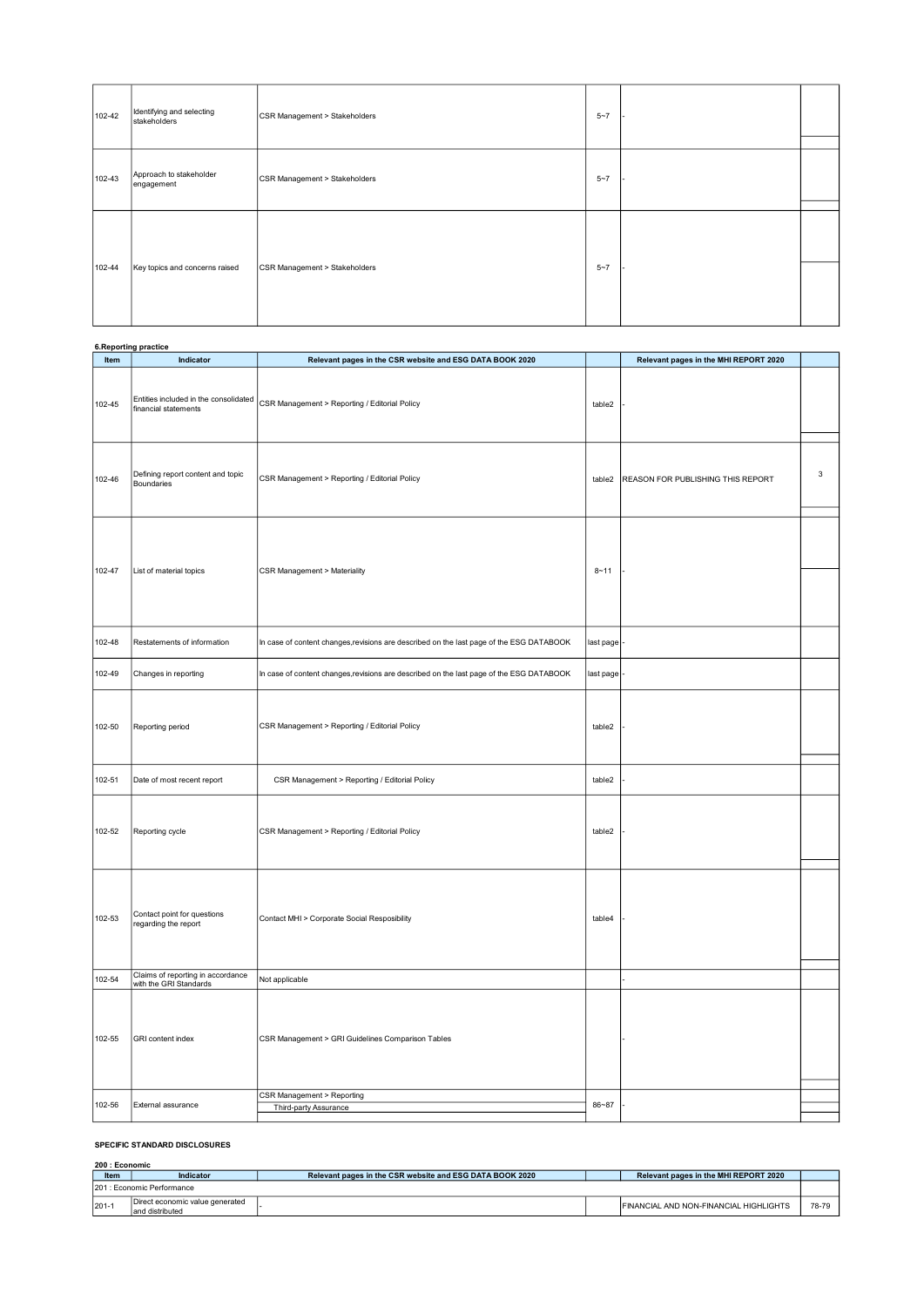| 102-42 | Identifying and selecting stakeholders | CSR Management > Stakeholders | 5~7 | - | |
|---|---|---|---|---|---|
| 102-43 | Approach to stakeholder engagement | CSR Management > Stakeholders | 5~7 | - | |
| 102-44 | Key topics and concerns raised | CSR Management > Stakeholders | 5~7 | - | |

**6.Reporting practice**

| Item | Indicator | Relevant pages in the CSR website and ESG DATA BOOK 2020 | | Relevant pages in the MHI REPORT 2020 | |
|---|---|---|---|---|---|
| 102-45 | Entities included in the consolidated financial statements | CSR Management > Reporting / Editorial Policy | table2 | - | |
| 102-46 | Defining report content and topic Boundaries | CSR Management > Reporting / Editorial Policy | table2 | REASON FOR PUBLISHING THIS REPORT | 3 |
| 102-47 | List of material topics | CSR Management > Materiality | 8~11 | - | |
| 102-48 | Restatements of information | In case of content changes,revisions are described on the last page of the ESG DATABOOK | last page | - | |
| 102-49 | Changes in reporting | In case of content changes,revisions are described on the last page of the ESG DATABOOK | last page | - | |
| 102-50 | Reporting period | CSR Management > Reporting / Editorial Policy | table2 | - | |
| 102-51 | Date of most recent report | CSR Management > Reporting / Editorial Policy | table2 | - | |
| 102-52 | Reporting cycle | CSR Management > Reporting / Editorial Policy | table2 | - | |
| 102-53 | Contact point for questions regarding the report | Contact MHI > Corporate Social Resposibility | table4 | - | |
| 102-54 | Claims of reporting in accordance with the GRI Standards | Not applicable | | - | |
| 102-55 | GRI content index | CSR Management > GRI Guidelines Comparison Tables | | - | |
| 102-56 | External assurance | CSR Management > Reporting<br>Third-party Assurance | 86~87 | - | |

**SPECIFIC STANDARD DISCLOSURES**

**200 : Economic**

| Item | Indicator | Relevant pages in the CSR website and ESG DATA BOOK 2020 | | Relevant pages in the MHI REPORT 2020 | |
|---|---|---|---|---|---|
| 201 : Economic Performance | | | | | |
| 201-1 | Direct economic value generated and distributed | - | | FINANCIAL AND NON-FINANCIAL HIGHLIGHTS | 78-79 |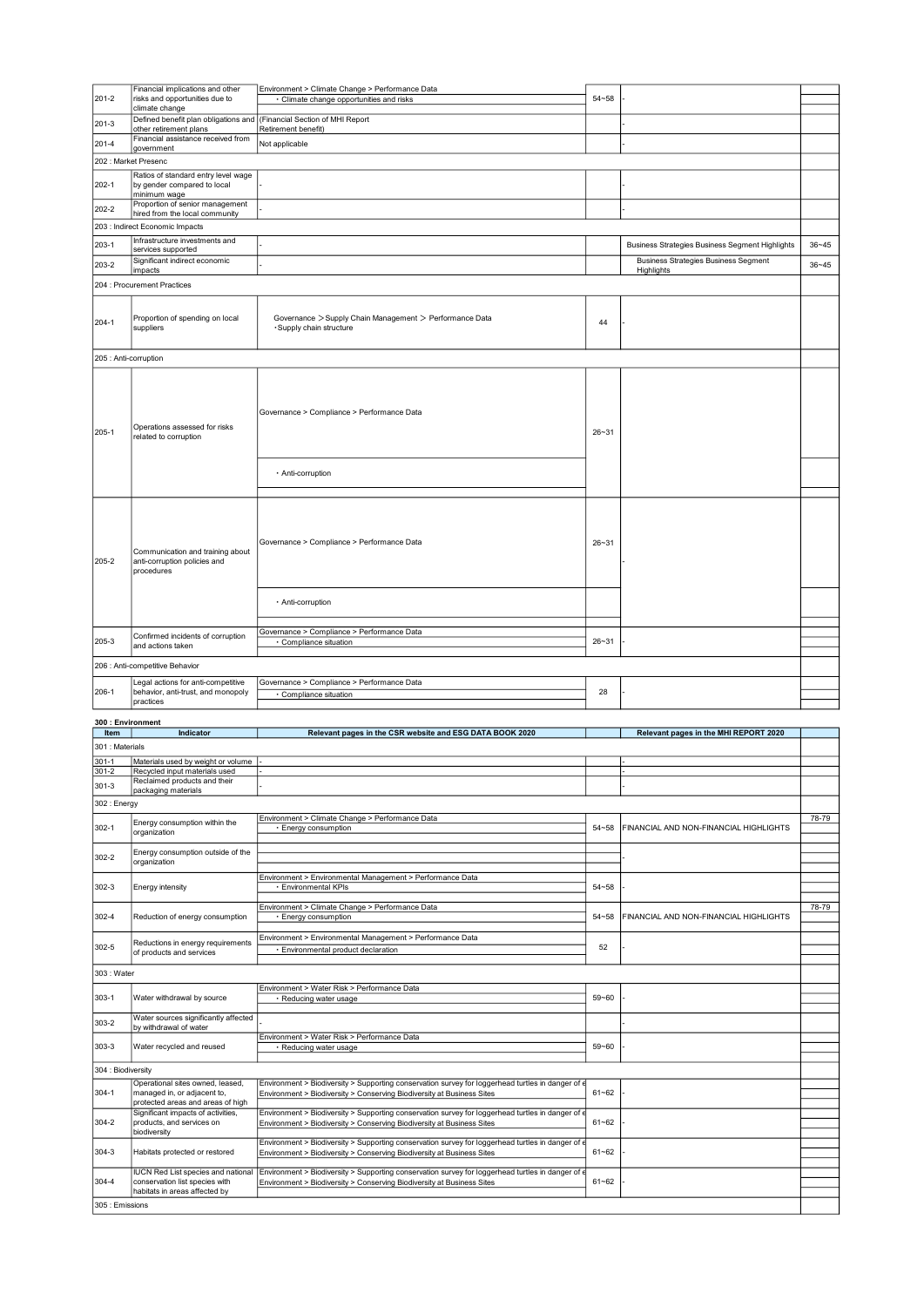| | | | | | |
|---|---|---|---|---|---|
| 201-2 | Financial implications and other risks and opportunities due to climate change | Environment > Climate Change > Performance Data<br>・Climate change opportunities and risks | 54~58 | - | |
| 201-3 | Defined benefit plan obligations and other retirement plans | (Financial Section of MHI Report Retirement benefit) | | - | |
| 201-4 | Financial assistance received from government | Not applicable | | - | |
| 202 : Market Presenc | | | | | |
| 202-1 | Ratios of standard entry level wage by gender compared to local minimum wage | - | | - | |
| 202-2 | Proportion of senior management hired from the local community | - | | - | |
| 203 : Indirect Economic Impacts | | | | | |
| 203-1 | Infrastructure investments and services supported | - | | Business Strategies Business Segment Highlights | 36~45 |
| 203-2 | Significant indirect economic impacts | - | | Business Strategies Business Segment Highlights | 36~45 |
| 204 : Procurement Practices | | | | | |
| 204-1 | Proportion of spending on local suppliers | Governance ＞Supply Chain Management ＞ Performance Data<br>・Supply chain structure | 44 | - | |
| 205 : Anti-corruption | | | | | |
| 205-1 | Operations assessed for risks related to corruption | Governance > Compliance > Performance Data<br>・Anti-corruption | 26~31 | | |
| 205-2 | Communication and training about anti-corruption policies and procedures | Governance > Compliance > Performance Data<br>・Anti-corruption | 26~31 | - | |
| 205-3 | Confirmed incidents of corruption and actions taken | Governance > Compliance > Performance Data<br>・Compliance situation | 26~31 | - | |
| 206 : Anti-competitive Behavior | | | | | |
| 206-1 | Legal actions for anti-competitive behavior, anti-trust, and monopoly practices | Governance > Compliance > Performance Data<br>・Compliance situation | 28 | - | |

**300 : Environment**

| Item | Indicator | Relevant pages in the CSR website and ESG DATA BOOK 2020 | | Relevant pages in the MHI REPORT 2020 | |
|---|---|---|---|---|---|
| 301 : Materials | | | | | |
| 301-1 | Materials used by weight or volume | - | | - | |
| 301-2 | Recycled input materials used | - | | - | |
| 301-3 | Reclaimed products and their packaging materials | - | | - | |
| 302 : Energy | | | | | |
| 302-1 | Energy consumption within the organization | Environment > Climate Change > Performance Data<br>・Energy consumption | 54~58 | FINANCIAL AND NON-FINANCIAL HIGHLIGHTS | 78-79 |
| 302-2 | Energy consumption outside of the organization | | | - | |
| 302-3 | Energy intensity | Environment > Environmental Management > Performance Data<br>・Environmental KPIs | 54~58 | - | |
| 302-4 | Reduction of energy consumption | Environment > Climate Change > Performance Data<br>・Energy consumption | 54~58 | FINANCIAL AND NON-FINANCIAL HIGHLIGHTS | 78-79 |
| 302-5 | Reductions in energy requirements of products and services | Environment > Environmental Management > Performance Data<br>・Environmental product declaration | 52 | - | |
| 303 : Water | | | | | |
| 303-1 | Water withdrawal by source | Environment > Water Risk > Performance Data<br>・Reducing water usage | 59~60 | - | |
| 303-2 | Water sources significantly affected by withdrawal of water | - | | - | |
| 303-3 | Water recycled and reused | Environment > Water Risk > Performance Data<br>・Reducing water usage | 59~60 | - | |
| 304 : Biodiversity | | | | | |
| 304-1 | Operational sites owned, leased, managed in, or adjacent to, protected areas and areas of high | Environment > Biodiversity > Supporting conservation survey for loggerhead turtles in danger of e<br>Environment > Biodiversity > Conserving Biodiversity at Business Sites | 61~62 | - | |
| 304-2 | Significant impacts of activities, products, and services on biodiversity | Environment > Biodiversity > Supporting conservation survey for loggerhead turtles in danger of e<br>Environment > Biodiversity > Conserving Biodiversity at Business Sites | 61~62 | - | |
| 304-3 | Habitats protected or restored | Environment > Biodiversity > Supporting conservation survey for loggerhead turtles in danger of e<br>Environment > Biodiversity > Conserving Biodiversity at Business Sites | 61~62 | - | |
| 304-4 | IUCN Red List species and national conservation list species with habitats in areas affected by | Environment > Biodiversity > Supporting conservation survey for loggerhead turtles in danger of e<br>Environment > Biodiversity > Conserving Biodiversity at Business Sites | 61~62 | - | |
| 305 : Emissions | | | | | |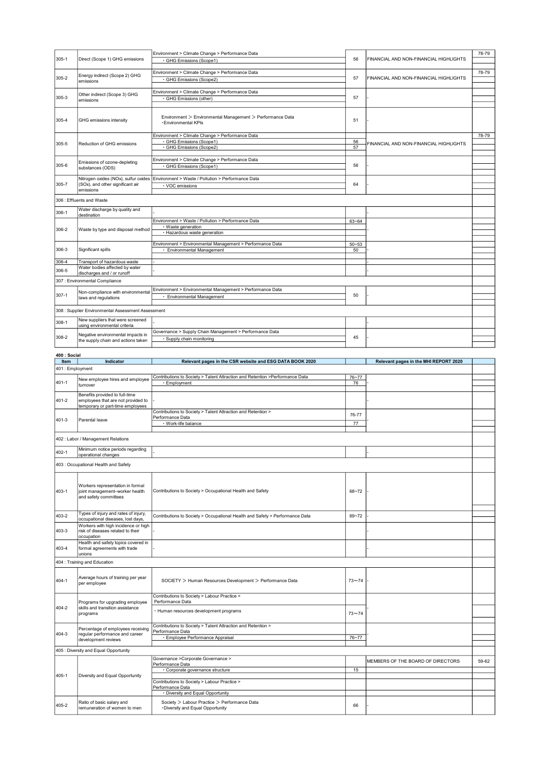| Item | Indicator | Relevant pages in the CSR website and ESG DATA BOOK 2020 | | Relevant pages in the MHI REPORT 2020 | |
|---|---|---|---|---|---|
| 305-1 | Direct (Scope 1) GHG emissions | Environment > Climate Change > Performance Data<br>・GHG Emissions (Scope1) | 56 | FINANCIAL AND NON-FINANCIAL HIGHLIGHTS | 78-79 |
| 305-2 | Energy indirect (Scope 2) GHG emissions | Environment > Climate Change > Performance Data<br>・GHG Emissions (Scope2) | 57 | FINANCIAL AND NON-FINANCIAL HIGHLIGHTS | 78-79 |
| 305-3 | Other indirect (Scope 3) GHG emissions | Environment > Climate Change > Performance Data<br>・GHG Emissions (other) | 57 | - | |
| 305-4 | GHG emissions intensity | Environment ＞ Environmental Management ＞ Performance Data<br>・Environmental KPIs | 51 | - | |
| 305-5 | Reduction of GHG emissions | Environment > Climate Change > Performance Data<br>・GHG Emissions (Scope1)<br>・GHG Emissions (Scope2) | 56<br>57 | FINANCIAL AND NON-FINANCIAL HIGHLIGHTS | 78-79 |
| 305-6 | Emissions of ozone-depleting substances (ODS) | Environment > Climate Change > Performance Data<br>・GHG Emissions (Scope1) | 56 | - | |
| 305-7 | Nitrogen oxides (NOx), sulfur oxides (SOx), and other significant air emissions | Environment > Waste / Pollution > Performance Data<br>・VOC emissions | 64 | - | |
| 306 : Effluents and Waste | | | | | |
| 306-1 | Water discharge by quality and destination | - | | - | |
| 306-2 | Waste by type and disposal method | Environment > Waste / Pollution > Performance Data<br>・Waste generation<br>・Hazardous waste generation | 63~64 | - | |
| 306-3 | Significant spills | Environment > Environmental Management > Performance Data<br>・ Environmental Management | 50~53<br>50 | - | |
| 306-4 | Transport of hazardous waste | - | | - | |
| 306-5 | Water bodies affected by water discharges and / or runoff | - | | - | |
| 307 : Environmental Compliance | | | | | |
| 307-1 | Non-compliance with environmental laws and regulations | Environment > Environmental Management > Performance Data<br>・ Environmental Management | 50 | - | |
| 308 : Supplier Environmental Assessment Assessment | | | | | |
| 308-1 | New suppliers that were screened using environmental criteria | - | | - | |
| 308-2 | Negative environmental impacts in the supply chain and actions taken | Governance > Supply Chain Management > Performance Data<br>・Supply chain monitoring | 45 | - | |

**400 : Social**

| Item | Indicator | Relevant pages in the CSR website and ESG DATA BOOK 2020 | | Relevant pages in the MHI REPORT 2020 | |
|---|---|---|---|---|---|
| 401 : Employment | | | | | |
| 401-1 | New employee hires and employee turnover | Contributions to Society > Talent Attraction and Retention >Performance Data<br>・Employment | 76~77<br>76 | - | |
| 401-2 | Benefits provided to full-time employees that are not provided to temporary or part-time employees | - | | - | |
| 401-3 | Parental leave | Contributions to Society > Talent Attraction and Retention > Performance Data<br>・Work-life balance | 76-77<br>77 | - | |
| 402 : Labor / Management Relations | | | | | |
| 402-1 | Minimum notice periods regarding operational changes | - | | - | |
| 403 : Occupational Health and Safety | | | | | |
| 403-1 | Workers representation in formal joint management–worker health and safety committees | Contributions to Society > Occupational Health and Safety | 68~72 | - | |
| 403-2 | Types of injury and rates of injury, occupational diseases, lost days, | Contributions to Society > Occupational Health and Safety > Performance Data | 69~72 | - | |
| 403-3 | Workers with high incidence or high risk of diseases related to their occupation | - | | - | |
| 403-4 | Health and safety topics covered in formal agreements with trade unions | - | | - | |
| 404 : Training and Education | | | | | |
| 404-1 | Average hours of training per year per employee | SOCIETY ＞ Human Resources Development ＞ Performance Data | 73～74 | - | |
| 404-2 | Programs for upgrading employee skills and transition assistance programs | Contributions to Society > Labour Practice > Performance Data<br>・Human resources development programs | 73～74 | - | |
| 404-3 | Percentage of employees receiving regular performance and career development reviews | Contributions to Society > Talent Attraction and Retention > Performance Data<br>・Employee Performance Appraisal | 76~77 | - | |
| 405 : Diversity and Equal Opportunity | | | | | |
| 405-1 | Diversity and Equal Opportunity | Governance >Corporate Governance > Performance Data<br>・Corporate governance structure<br>Contributions to Society > Labour Practice > Performance Data<br>・Diversity and Equal Opportunity | 15 | MEMBERS OF THE BOARD OF DIRECTORS | 59-62 |
| 405-2 | Ratio of basic salary and remuneration of women to men | Society ＞ Labour Practice ＞ Performance Data<br>・Diversity and Equal Opportunity | 66 | - | |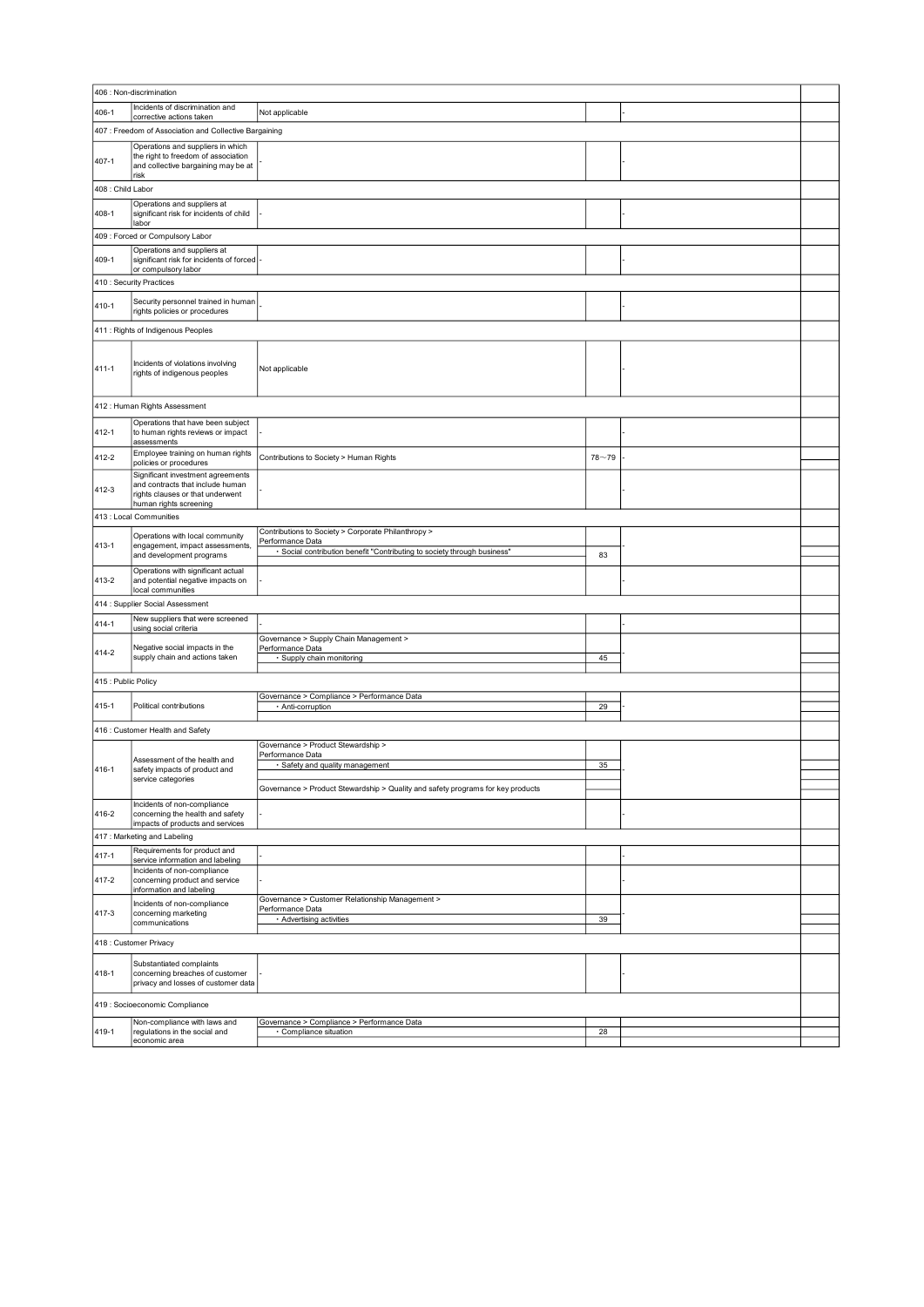| | | | | | |
|---|---|---|---|---|---|
| 406 : Non-discrimination | | | | | |
| 406-1 | Incidents of discrimination and corrective actions taken | Not applicable | | - | |
| 407 : Freedom of Association and Collective Bargaining | | | | | |
| 407-1 | Operations and suppliers in which the right to freedom of association and collective bargaining may be at risk | - | | - | |
| 408 : Child Labor | | | | | |
| 408-1 | Operations and suppliers at significant risk for incidents of child labor | - | | - | |
| 409 : Forced or Compulsory Labor | | | | | |
| 409-1 | Operations and suppliers at significant risk for incidents of forced or compulsory labor | - | | - | |
| 410 : Security Practices | | | | | |
| 410-1 | Security personnel trained in human rights policies or procedures | - | | - | |
| 411 : Rights of Indigenous Peoples | | | | | |
| 411-1 | Incidents of violations involving rights of indigenous peoples | Not applicable | | - | |
| 412 : Human Rights Assessment | | | | | |
| 412-1 | Operations that have been subject to human rights reviews or impact assessments | - | | - | |
| 412-2 | Employee training on human rights policies or procedures | Contributions to Society > Human Rights | 78～79 | - | |
| 412-3 | Significant investment agreements and contracts that include human rights clauses or that underwent human rights screening | - | | - | |
| 413 : Local Communities | | | | | |
| 413-1 | Operations with local community engagement, impact assessments, and development programs | Contributions to Society > Corporate Philanthropy > Performance Data<br>・Social contribution benefit "Contributing to society through business" | 83 | - | |
| 413-2 | Operations with significant actual and potential negative impacts on local communities | - | | - | |
| 414 : Supplier Social Assessment | | | | | |
| 414-1 | New suppliers that were screened using social criteria | - | | - | |
| 414-2 | Negative social impacts in the supply chain and actions taken | Governance > Supply Chain Management > Performance Data<br>・Supply chain monitoring | 45 | - | |
| 415 : Public Policy | | | | | |
| 415-1 | Political contributions | Governance > Compliance > Performance Data<br>・Anti-corruption | 29 | - | |
| 416 : Customer Health and Safety | | | | | |
| 416-1 | Assessment of the health and safety impacts of product and service categories | Governance > Product Stewardship > Performance Data<br>・Safety and quality management<br>Governance > Product Stewardship > Quality and safety programs for key products | 35 | - | |
| 416-2 | Incidents of non-compliance concerning the health and safety impacts of products and services | - | | - | |
| 417 : Marketing and Labeling | | | | | |
| 417-1 | Requirements for product and service information and labeling | - | | - | |
| 417-2 | Incidents of non-compliance concerning product and service information and labeling | - | | - | |
| 417-3 | Incidents of non-compliance concerning marketing communications | Governance > Customer Relationship Management > Performance Data<br>・Advertising activities | 39 | - | |
| 418 : Customer Privacy | | | | | |
| 418-1 | Substantiated complaints concerning breaches of customer privacy and losses of customer data | - | | - | |
| 419 : Socioeconomic Compliance | | | | | |
| 419-1 | Non-compliance with laws and regulations in the social and economic area | Governance > Compliance > Performance Data<br>・Compliance situation | 28 | | |